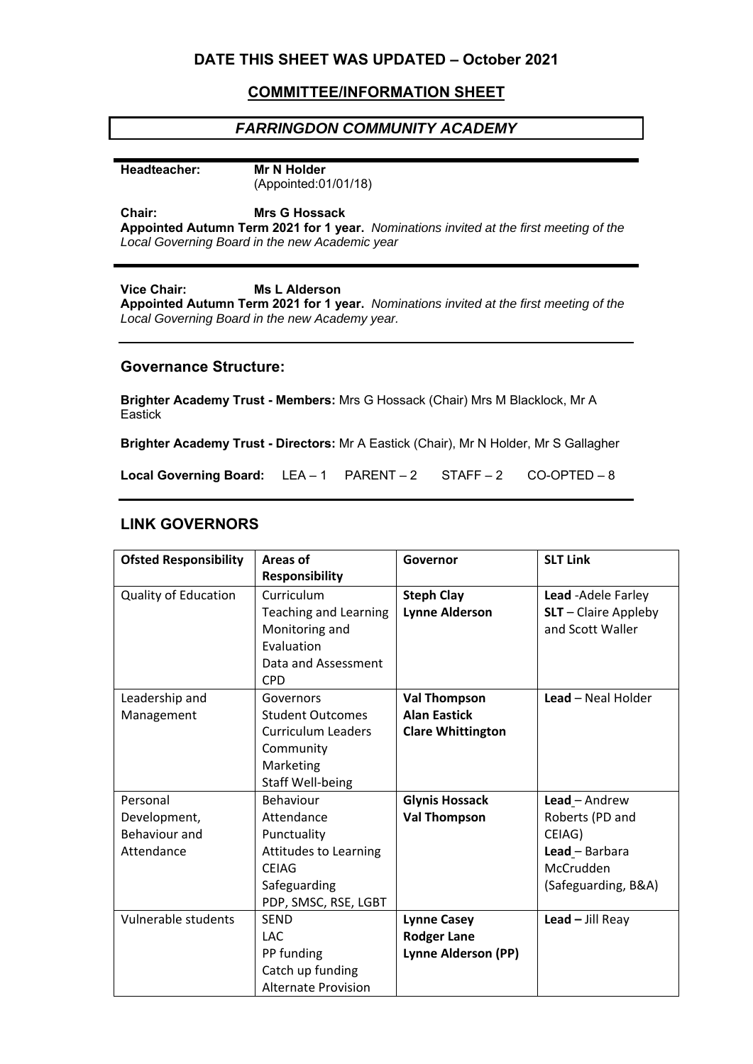## DATE THIS SHEET WAS UPDATED – October 2021

## COMMITTEE/INFORMATION SHEET

# *FARRINGDON COMMUNITY ACADEMY*

**Headteacher:** **Mr N Holder**
(Appointed:01/01/18)

**Chair:** **Mrs G Hossack**
**Appointed Autumn Term 2021 for 1 year.** *Nominations invited at the first meeting of the Local Governing Board in the new Academic year*

**Vice Chair:** **Ms L Alderson**
**Appointed Autumn Term 2021 for 1 year.** *Nominations invited at the first meeting of the Local Governing Board in the new Academy year.*

### Governance Structure:

**Brighter Academy Trust - Members:** Mrs G Hossack (Chair) Mrs M Blacklock, Mr A Eastick

**Brighter Academy Trust - Directors:** Mr A Eastick (Chair), Mr N Holder, Mr S Gallagher

**Local Governing Board:** LEA – 1 PARENT – 2 STAFF – 2 CO-OPTED – 8

## LINK GOVERNORS

| **Ofsted Responsibility** | **Areas of Responsibility** | **Governor** | **SLT Link** |
|---|---|---|---|
| Quality of Education | Curriculum<br>Teaching and Learning<br>Monitoring and Evaluation<br>Data and Assessment<br>CPD | **Steph Clay**<br>**Lynne Alderson** | **Lead** -Adele Farley<br>**SLT** – Claire Appleby and Scott Waller |
| Leadership and Management | Governors<br>Student Outcomes<br>Curriculum Leaders<br>Community<br>Marketing<br>Staff Well-being | **Val Thompson**<br>**Alan Eastick**<br>**Clare Whittington** | **Lead** – Neal Holder |
| Personal Development, Behaviour and Attendance | Behaviour<br>Attendance<br>Punctuality<br>Attitudes to Learning<br>CEIAG<br>Safeguarding<br>PDP, SMSC, RSE, LGBT | **Glynis Hossack**<br>**Val Thompson** | **Lead** – Andrew Roberts (PD and CEIAG)<br>**Lead** – Barbara McCrudden (Safeguarding, B&A) |
| Vulnerable students | SEND<br>LAC<br>PP funding<br>Catch up funding<br>Alternate Provision | **Lynne Casey**<br>**Rodger Lane**<br>**Lynne Alderson (PP)** | **Lead –** Jill Reay |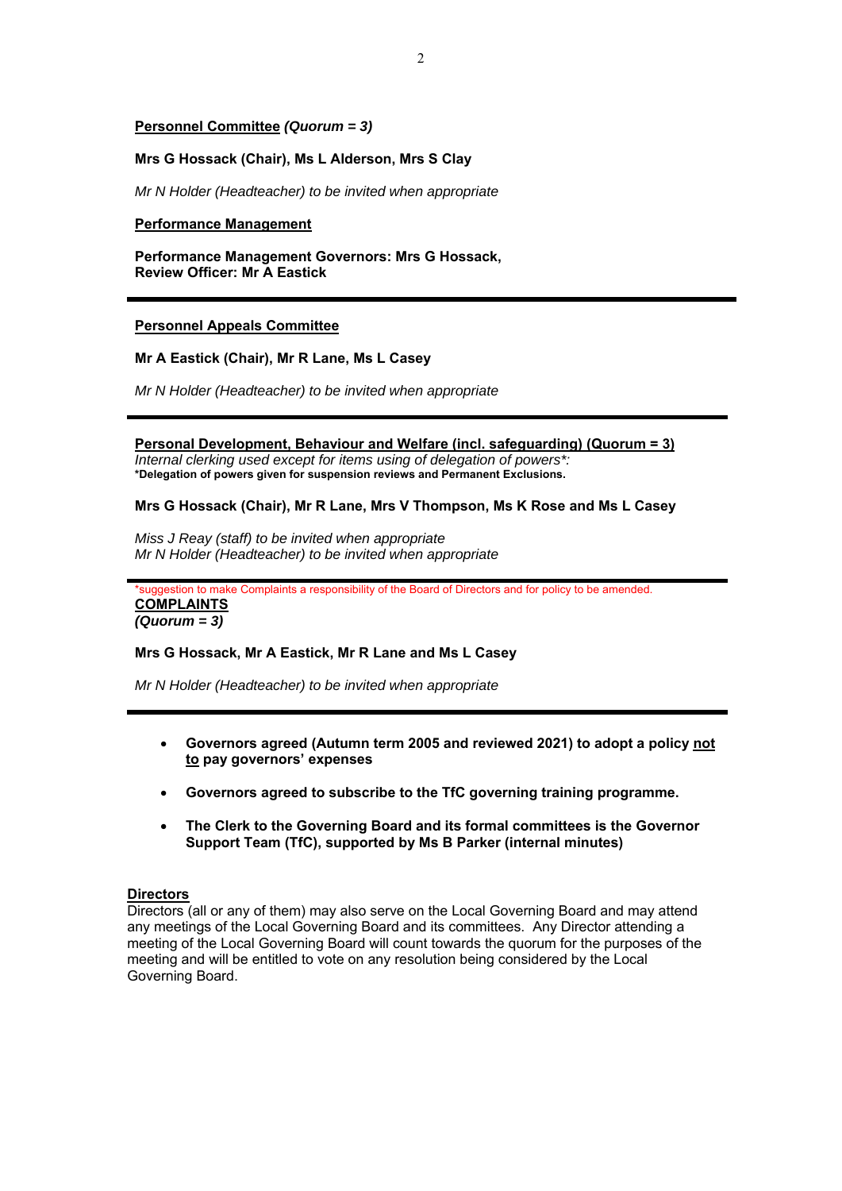**Personnel Committee** ***(Quorum = 3)***

**Mrs G Hossack (Chair), Ms L Alderson, Mrs S Clay**

*Mr N Holder (Headteacher) to be invited when appropriate*

**Performance Management**

**Performance Management Governors: Mrs G Hossack,**
**Review Officer: Mr A Eastick**

---

**Personnel Appeals Committee**

**Mr A Eastick (Chair), Mr R Lane, Ms L Casey**

*Mr N Holder (Headteacher) to be invited when appropriate*

---

**Personal Development, Behaviour and Welfare (incl. safeguarding) (Quorum = 3)**
*Internal clerking used except for items using of delegation of powers*:*
**\*Delegation of powers given for suspension reviews and Permanent Exclusions.**

**Mrs G Hossack (Chair), Mr R Lane, Mrs V Thompson, Ms K Rose and Ms L Casey**

*Miss J Reay (staff) to be invited when appropriate*
*Mr N Holder (Headteacher) to be invited when appropriate*

---

*suggestion to make Complaints a responsibility of the Board of Directors and for policy to be amended.

**COMPLAINTS**
***(Quorum = 3)***

**Mrs G Hossack, Mr A Eastick, Mr R Lane and Ms L Casey**

*Mr N Holder (Headteacher) to be invited when appropriate*

---

- **Governors agreed (Autumn term 2005 and reviewed 2021) to adopt a policy not to pay governors' expenses**
- **Governors agreed to subscribe to the TfC governing training programme.**
- **The Clerk to the Governing Board and its formal committees is the Governor Support Team (TfC), supported by Ms B Parker (internal minutes)**

**Directors**

Directors (all or any of them) may also serve on the Local Governing Board and may attend any meetings of the Local Governing Board and its committees. Any Director attending a meeting of the Local Governing Board will count towards the quorum for the purposes of the meeting and will be entitled to vote on any resolution being considered by the Local Governing Board.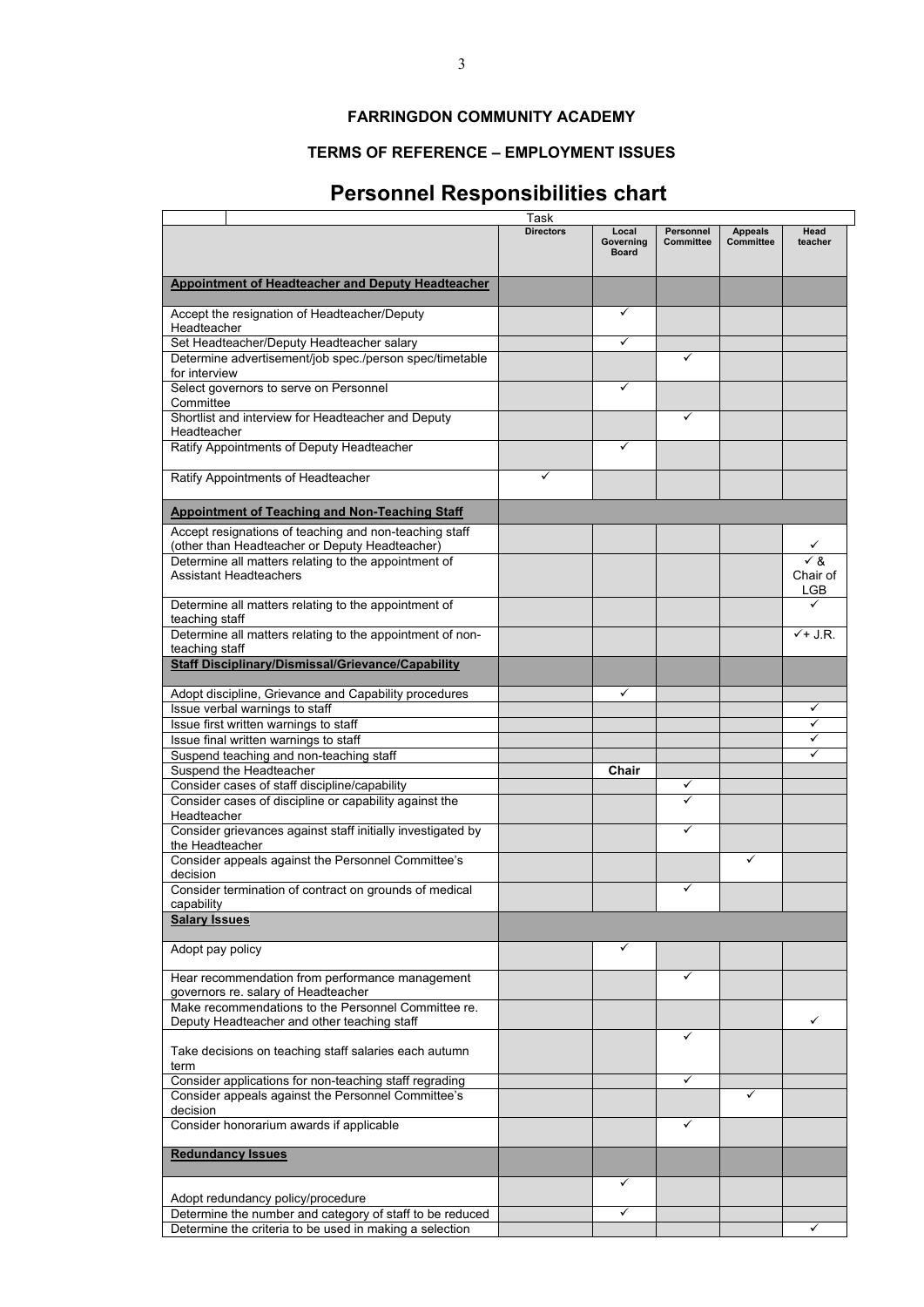**FARRINGDON COMMUNITY ACADEMY**

**TERMS OF REFERENCE – EMPLOYMENT ISSUES**

# Personnel Responsibilities chart

| Task | Directors | Local Governing Board | Personnel Committee | Appeals Committee | Head teacher |
|---|---|---|---|---|---|
| **Appointment of Headteacher and Deputy Headteacher** | | | | | |
| Accept the resignation of Headteacher/Deputy Headteacher | | ✓ | | | |
| Set Headteacher/Deputy Headteacher salary | | ✓ | | | |
| Determine advertisement/job spec./person spec/timetable for interview | | | ✓ | | |
| Select governors to serve on Personnel Committee | | ✓ | | | |
| Shortlist and interview for Headteacher and Deputy Headteacher | | | ✓ | | |
| Ratify Appointments of Deputy Headteacher | | ✓ | | | |
| Ratify Appointments of Headteacher | ✓ | | | | |
| **Appointment of Teaching and Non-Teaching Staff** | | | | | |
| Accept resignations of teaching and non-teaching staff (other than Headteacher or Deputy Headteacher) | | | | | ✓ |
| Determine all matters relating to the appointment of Assistant Headteachers | | | | | ✓ & Chair of LGB |
| Determine all matters relating to the appointment of teaching staff | | | | | ✓ |
| Determine all matters relating to the appointment of non-teaching staff | | | | | ✓+ J.R. |
| **Staff Disciplinary/Dismissal/Grievance/Capability** | | | | | |
| Adopt discipline, Grievance and Capability procedures | | ✓ | | | |
| Issue verbal warnings to staff | | | | | ✓ |
| Issue first written warnings to staff | | | | | ✓ |
| Issue final written warnings to staff | | | | | ✓ |
| Suspend teaching and non-teaching staff | | | | | ✓ |
| Suspend the Headteacher | | **Chair** | | | |
| Consider cases of staff discipline/capability | | | ✓ | | |
| Consider cases of discipline or capability against the Headteacher | | | ✓ | | |
| Consider grievances against staff initially investigated by the Headteacher | | | ✓ | | |
| Consider appeals against the Personnel Committee's decision | | | | ✓ | |
| Consider termination of contract on grounds of medical capability | | | ✓ | | |
| **Salary Issues** | | | | | |
| Adopt pay policy | | ✓ | | | |
| Hear recommendation from performance management governors re. salary of Headteacher | | | ✓ | | |
| Make recommendations to the Personnel Committee re. Deputy Headteacher and other teaching staff | | | | | ✓ |
| Take decisions on teaching staff salaries each autumn term | | | ✓ | | |
| Consider applications for non-teaching staff regrading | | | ✓ | | |
| Consider appeals against the Personnel Committee's decision | | | | ✓ | |
| Consider honorarium awards if applicable | | | ✓ | | |
| **Redundancy Issues** | | | | | |
| Adopt redundancy policy/procedure | | ✓ | | | |
| Determine the number and category of staff to be reduced | | ✓ | | | |
| Determine the criteria to be used in making a selection | | | | | ✓ |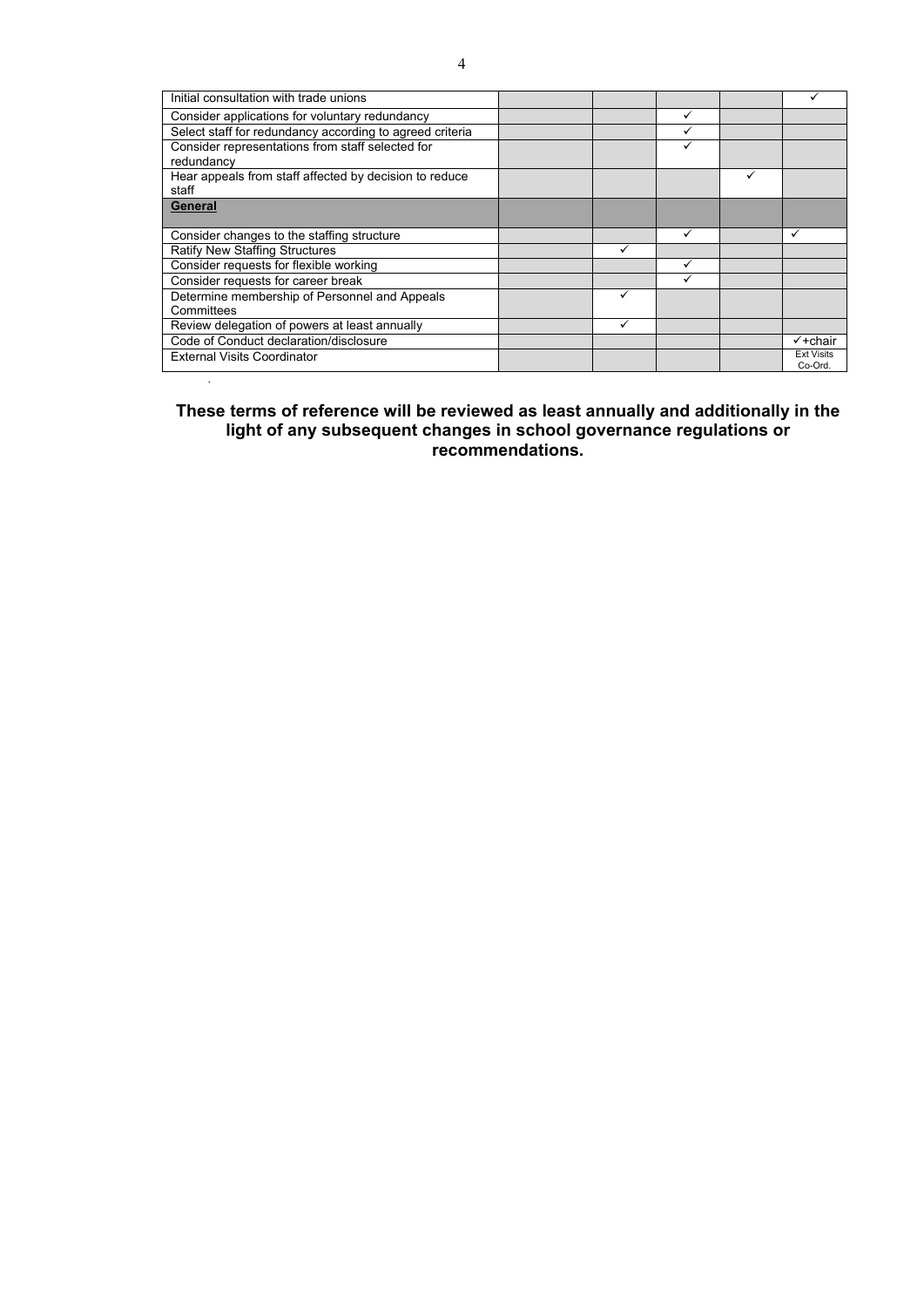| | | | | | |
|---|---|---|---|---|---|
| Initial consultation with trade unions | | | | | ✓ |
| Consider applications for voluntary redundancy | | | ✓ | | |
| Select staff for redundancy according to agreed criteria | | | ✓ | | |
| Consider representations from staff selected for redundancy | | | ✓ | | |
| Hear appeals from staff affected by decision to reduce staff | | | | ✓ | |
| **General** | | | | | |
| Consider changes to the staffing structure | | | ✓ | | ✓ |
| Ratify New Staffing Structures | | ✓ | | | |
| Consider requests for flexible working | | | ✓ | | |
| Consider requests for career break | | | ✓ | | |
| Determine membership of Personnel and Appeals Committees | | ✓ | | | |
| Review delegation of powers at least annually | | ✓ | | | |
| Code of Conduct declaration/disclosure | | | | | ✓+chair |
| External Visits Coordinator | | | | | Ext Visits Co-Ord. |

**These terms of reference will be reviewed as least annually and additionally in the light of any subsequent changes in school governance regulations or recommendations.**